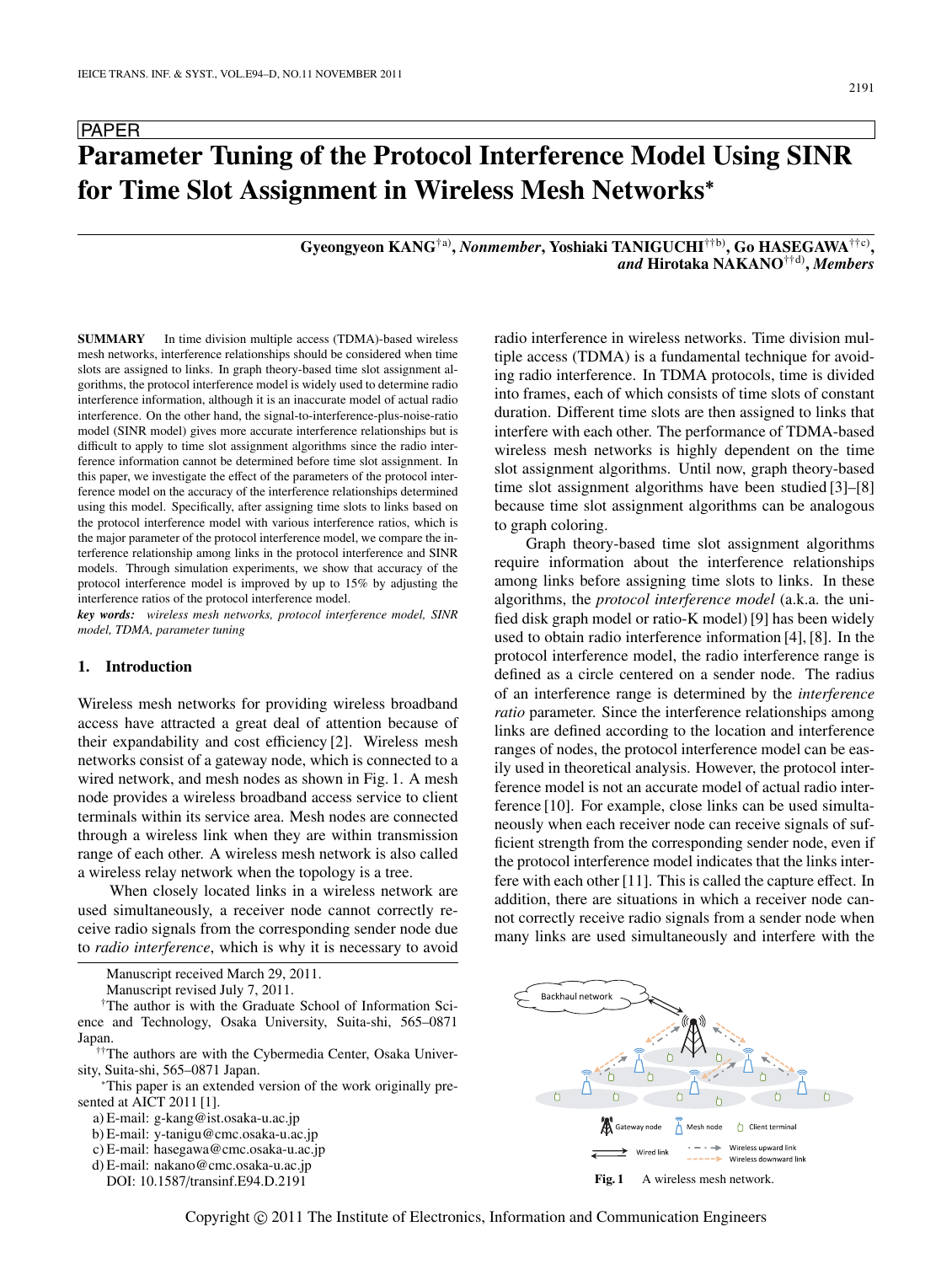PAPER

# Parameter Tuning of the Protocol Interference Model Using SINR for Time Slot Assignment in Wireless Mesh Networks*

**Gyeongyeon KANG**[†a], *Nonmember*, **Yoshiaki TANIGUCHI**[††b], **Go HASEGAWA**[††c], *and* **Hirotaka NAKANO**[††d], *Members*

**SUMMARY** In time division multiple access (TDMA)-based wireless mesh networks, interference relationships should be considered when time slots are assigned to links. In graph theory-based time slot assignment algorithms, the protocol interference model is widely used to determine radio interference information, although it is an inaccurate model of actual radio interference. On the other hand, the signal-to-interference-plus-noise-ratio model (SINR model) gives more accurate interference relationships but is difficult to apply to time slot assignment algorithms since the radio interference information cannot be determined before time slot assignment. In this paper, we investigate the effect of the parameters of the protocol interference model on the accuracy of the interference relationships determined using this model. Specifically, after assigning time slots to links based on the protocol interference model with various interference ratios, which is the major parameter of the protocol interference model, we compare the interference relationship among links in the protocol interference and SINR models. Through simulation experiments, we show that accuracy of the protocol interference model is improved by up to 15% by adjusting the interference ratios of the protocol interference model.

***key words:*** *wireless mesh networks, protocol interference model, SINR model, TDMA, parameter tuning*

## 1. Introduction

Wireless mesh networks for providing wireless broadband access have attracted a great deal of attention because of their expandability and cost efficiency [2]. Wireless mesh networks consist of a gateway node, which is connected to a wired network, and mesh nodes as shown in Fig. 1. A mesh node provides a wireless broadband access service to client terminals within its service area. Mesh nodes are connected through a wireless link when they are within transmission range of each other. A wireless mesh network is also called a wireless relay network when the topology is a tree.

When closely located links in a wireless network are used simultaneously, a receiver node cannot correctly receive radio signals from the corresponding sender node due to *radio interference*, which is why it is necessary to avoid radio interference in wireless networks. Time division multiple access (TDMA) is a fundamental technique for avoiding radio interference. In TDMA protocols, time is divided into frames, each of which consists of time slots of constant duration. Different time slots are then assigned to links that interfere with each other. The performance of TDMA-based wireless mesh networks is highly dependent on the time slot assignment algorithms. Until now, graph theory-based time slot assignment algorithms have been studied [3]–[8] because time slot assignment algorithms can be analogous to graph coloring.

Graph theory-based time slot assignment algorithms require information about the interference relationships among links before assigning time slots to links. In these algorithms, the *protocol interference model* (a.k.a. the unified disk graph model or ratio-K model) [9] has been widely used to obtain radio interference information [4], [8]. In the protocol interference model, the radio interference range is defined as a circle centered on a sender node. The radius of an interference range is determined by the *interference ratio* parameter. Since the interference relationships among links are defined according to the location and interference ranges of nodes, the protocol interference model can be easily used in theoretical analysis. However, the protocol interference model is not an accurate model of actual radio interference [10]. For example, close links can be used simultaneously when each receiver node can receive signals of sufficient strength from the corresponding sender node, even if the protocol interference model indicates that the links interfere with each other [11]. This is called the capture effect. In addition, there are situations in which a receiver node cannot correctly receive radio signals from a sender node when many links are used simultaneously and interfere with the

Backhaul network

Gateway node   Mesh node   Client terminal
Wired link   Wireless upward link   Wireless downward link

**Fig. 1** A wireless mesh network.

Manuscript received March 29, 2011.
Manuscript revised July 7, 2011.

[†]The author is with the Graduate School of Information Science and Technology, Osaka University, Suita-shi, 565–0871 Japan.

[††]The authors are with the Cybermedia Center, Osaka University, Suita-shi, 565–0871 Japan.

*This paper is an extended version of the work originally presented at AICT 2011 [1].

a) E-mail: g-kang@ist.osaka-u.ac.jp
b) E-mail: y-tanigu@cmc.osaka-u.ac.jp
c) E-mail: hasegawa@cmc.osaka-u.ac.jp
d) E-mail: nakano@cmc.osaka-u.ac.jp

DOI: 10.1587/transinf.E94.D.2191

Copyright © 2011 The Institute of Electronics, Information and Communication Engineers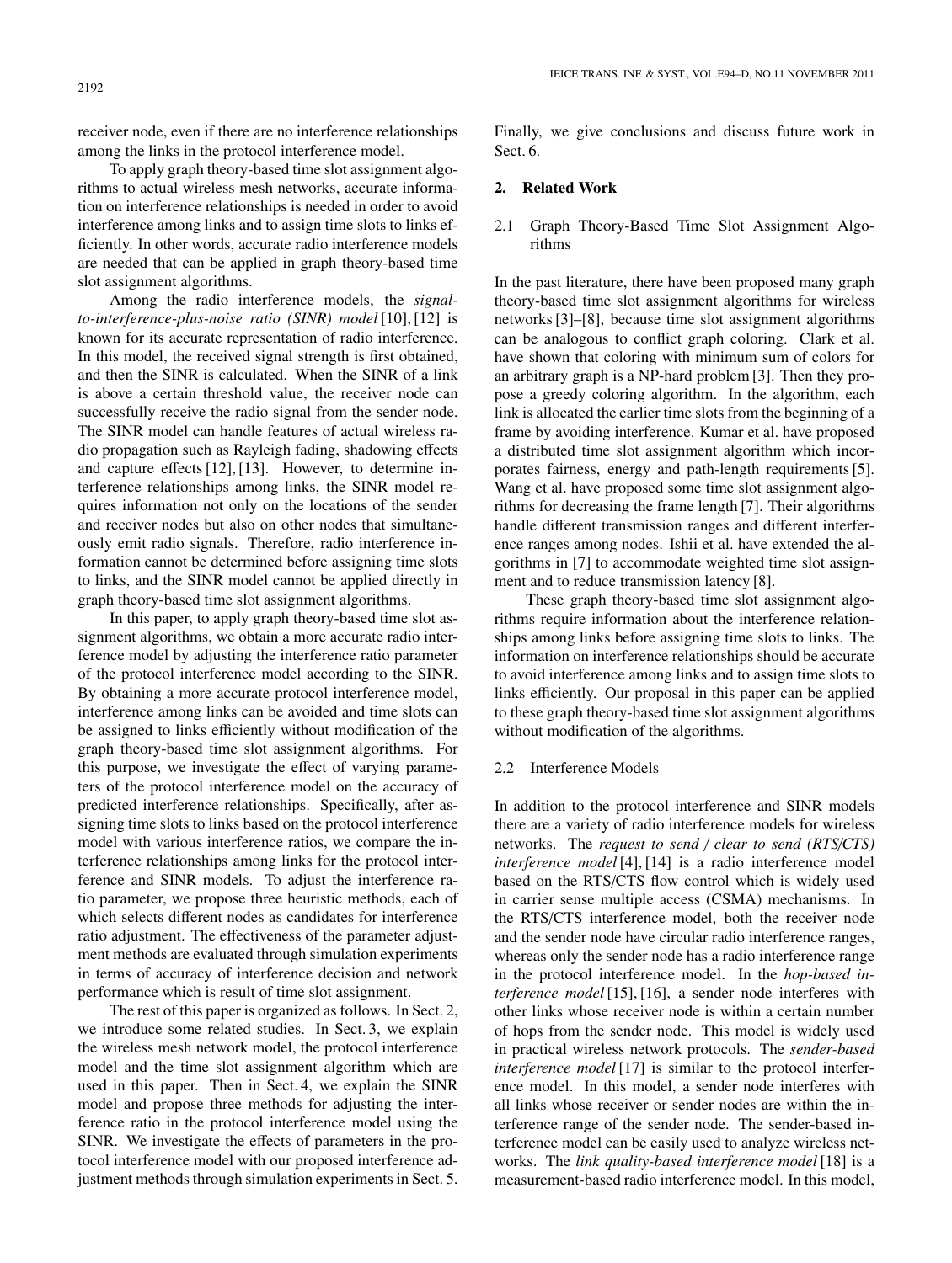receiver node, even if there are no interference relationships among the links in the protocol interference model.

To apply graph theory-based time slot assignment algorithms to actual wireless mesh networks, accurate information on interference relationships is needed in order to avoid interference among links and to assign time slots to links efficiently. In other words, accurate radio interference models are needed that can be applied in graph theory-based time slot assignment algorithms.

Among the radio interference models, the *signal-to-interference-plus-noise ratio (SINR) model* [10], [12] is known for its accurate representation of radio interference. In this model, the received signal strength is first obtained, and then the SINR is calculated. When the SINR of a link is above a certain threshold value, the receiver node can successfully receive the radio signal from the sender node. The SINR model can handle features of actual wireless radio propagation such as Rayleigh fading, shadowing effects and capture effects [12], [13]. However, to determine interference relationships among links, the SINR model requires information not only on the locations of the sender and receiver nodes but also on other nodes that simultaneously emit radio signals. Therefore, radio interference information cannot be determined before assigning time slots to links, and the SINR model cannot be applied directly in graph theory-based time slot assignment algorithms.

In this paper, to apply graph theory-based time slot assignment algorithms, we obtain a more accurate radio interference model by adjusting the interference ratio parameter of the protocol interference model according to the SINR. By obtaining a more accurate protocol interference model, interference among links can be avoided and time slots can be assigned to links efficiently without modification of the graph theory-based time slot assignment algorithms. For this purpose, we investigate the effect of varying parameters of the protocol interference model on the accuracy of predicted interference relationships. Specifically, after assigning time slots to links based on the protocol interference model with various interference ratios, we compare the interference relationships among links for the protocol interference and SINR models. To adjust the interference ratio parameter, we propose three heuristic methods, each of which selects different nodes as candidates for interference ratio adjustment. The effectiveness of the parameter adjustment methods are evaluated through simulation experiments in terms of accuracy of interference decision and network performance which is result of time slot assignment.

The rest of this paper is organized as follows. In Sect. 2, we introduce some related studies. In Sect. 3, we explain the wireless mesh network model, the protocol interference model and the time slot assignment algorithm which are used in this paper. Then in Sect. 4, we explain the SINR model and propose three methods for adjusting the interference ratio in the protocol interference model using the SINR. We investigate the effects of parameters in the protocol interference model with our proposed interference adjustment methods through simulation experiments in Sect. 5. Finally, we give conclusions and discuss future work in Sect. 6.

## 2. Related Work

### 2.1 Graph Theory-Based Time Slot Assignment Algorithms

In the past literature, there have been proposed many graph theory-based time slot assignment algorithms for wireless networks [3]–[8], because time slot assignment algorithms can be analogous to conflict graph coloring. Clark et al. have shown that coloring with minimum sum of colors for an arbitrary graph is a NP-hard problem [3]. Then they propose a greedy coloring algorithm. In the algorithm, each link is allocated the earlier time slots from the beginning of a frame by avoiding interference. Kumar et al. have proposed a distributed time slot assignment algorithm which incorporates fairness, energy and path-length requirements [5]. Wang et al. have proposed some time slot assignment algorithms for decreasing the frame length [7]. Their algorithms handle different transmission ranges and different interference ranges among nodes. Ishii et al. have extended the algorithms in [7] to accommodate weighted time slot assignment and to reduce transmission latency [8].

These graph theory-based time slot assignment algorithms require information about the interference relationships among links before assigning time slots to links. The information on interference relationships should be accurate to avoid interference among links and to assign time slots to links efficiently. Our proposal in this paper can be applied to these graph theory-based time slot assignment algorithms without modification of the algorithms.

### 2.2 Interference Models

In addition to the protocol interference and SINR models there are a variety of radio interference models for wireless networks. The *request to send / clear to send (RTS/CTS) interference model* [4], [14] is a radio interference model based on the RTS/CTS flow control which is widely used in carrier sense multiple access (CSMA) mechanisms. In the RTS/CTS interference model, both the receiver node and the sender node have circular radio interference ranges, whereas only the sender node has a radio interference range in the protocol interference model. In the *hop-based interference model* [15], [16], a sender node interferes with other links whose receiver node is within a certain number of hops from the sender node. This model is widely used in practical wireless network protocols. The *sender-based interference model* [17] is similar to the protocol interference model. In this model, a sender node interferes with all links whose receiver or sender nodes are within the interference range of the sender node. The sender-based interference model can be easily used to analyze wireless networks. The *link quality-based interference model* [18] is a measurement-based radio interference model. In this model,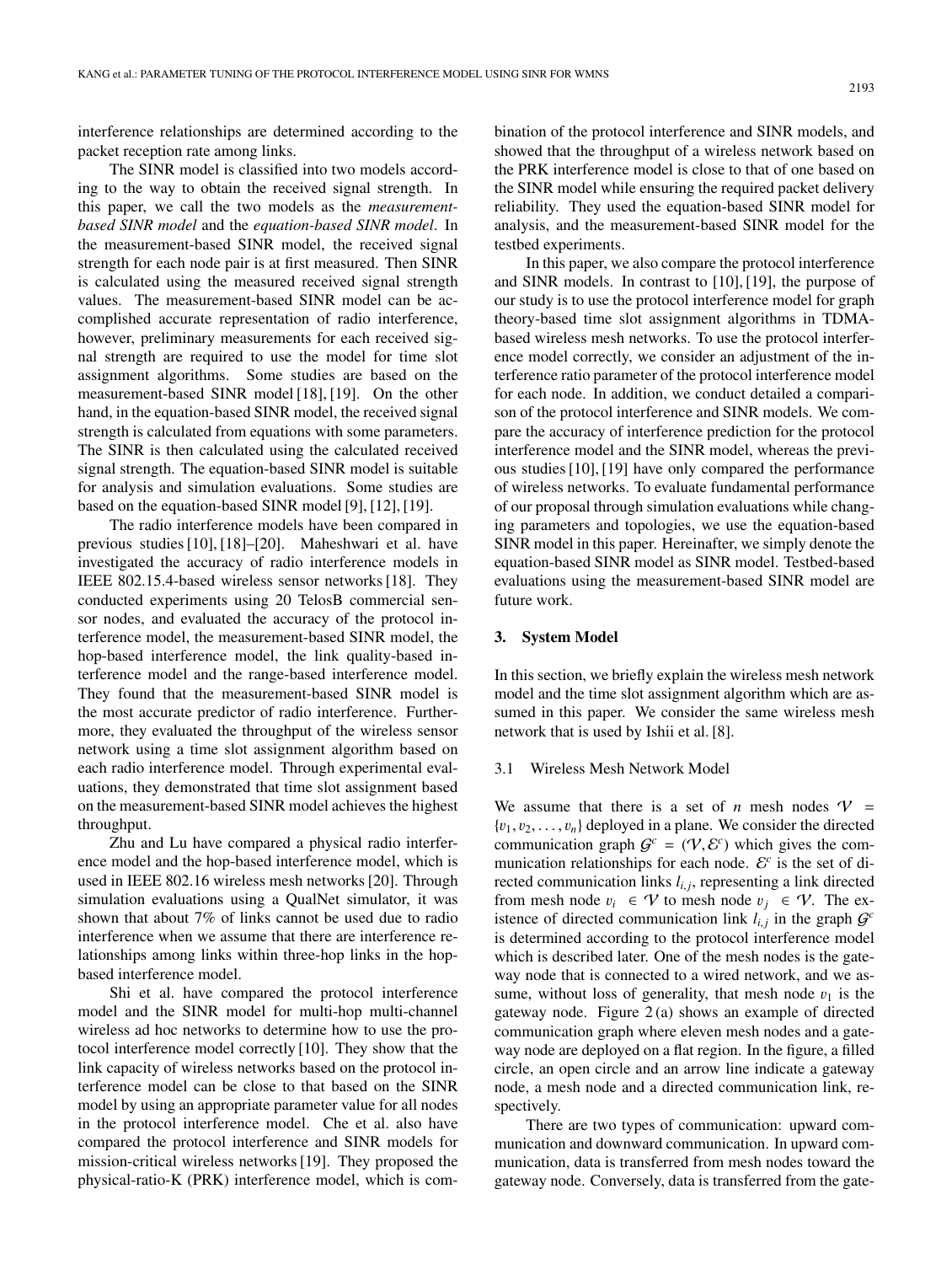interference relationships are determined according to the packet reception rate among links.

The SINR model is classified into two models according to the way to obtain the received signal strength. In this paper, we call the two models as the *measurement-based SINR model* and the *equation-based SINR model*. In the measurement-based SINR model, the received signal strength for each node pair is at first measured. Then SINR is calculated using the measured received signal strength values. The measurement-based SINR model can be accomplished accurate representation of radio interference, however, preliminary measurements for each received signal strength are required to use the model for time slot assignment algorithms. Some studies are based on the measurement-based SINR model [18], [19]. On the other hand, in the equation-based SINR model, the received signal strength is calculated from equations with some parameters. The SINR is then calculated using the calculated received signal strength. The equation-based SINR model is suitable for analysis and simulation evaluations. Some studies are based on the equation-based SINR model [9], [12], [19].

The radio interference models have been compared in previous studies [10], [18]–[20]. Maheshwari et al. have investigated the accuracy of radio interference models in IEEE 802.15.4-based wireless sensor networks [18]. They conducted experiments using 20 TelosB commercial sensor nodes, and evaluated the accuracy of the protocol interference model, the measurement-based SINR model, the hop-based interference model, the link quality-based interference model and the range-based interference model. They found that the measurement-based SINR model is the most accurate predictor of radio interference. Furthermore, they evaluated the throughput of the wireless sensor network using a time slot assignment algorithm based on each radio interference model. Through experimental evaluations, they demonstrated that time slot assignment based on the measurement-based SINR model achieves the highest throughput.

Zhu and Lu have compared a physical radio interference model and the hop-based interference model, which is used in IEEE 802.16 wireless mesh networks [20]. Through simulation evaluations using a QualNet simulator, it was shown that about 7% of links cannot be used due to radio interference when we assume that there are interference relationships among links within three-hop links in the hop-based interference model.

Shi et al. have compared the protocol interference model and the SINR model for multi-hop multi-channel wireless ad hoc networks to determine how to use the protocol interference model correctly [10]. They show that the link capacity of wireless networks based on the protocol interference model can be close to that based on the SINR model by using an appropriate parameter value for all nodes in the protocol interference model. Che et al. also have compared the protocol interference and SINR models for mission-critical wireless networks [19]. They proposed the physical-ratio-K (PRK) interference model, which is combination of the protocol interference and SINR models, and showed that the throughput of a wireless network based on the PRK interference model is close to that of one based on the SINR model while ensuring the required packet delivery reliability. They used the equation-based SINR model for analysis, and the measurement-based SINR model for the testbed experiments.

In this paper, we also compare the protocol interference and SINR models. In contrast to [10], [19], the purpose of our study is to use the protocol interference model for graph theory-based time slot assignment algorithms in TDMA-based wireless mesh networks. To use the protocol interference model correctly, we consider an adjustment of the interference ratio parameter of the protocol interference model for each node. In addition, we conduct detailed a comparison of the protocol interference and SINR models. We compare the accuracy of interference prediction for the protocol interference model and the SINR model, whereas the previous studies [10], [19] have only compared the performance of wireless networks. To evaluate fundamental performance of our proposal through simulation evaluations while changing parameters and topologies, we use the equation-based SINR model in this paper. Hereinafter, we simply denote the equation-based SINR model as SINR model. Testbed-based evaluations using the measurement-based SINR model are future work.

## 3. System Model

In this section, we briefly explain the wireless mesh network model and the time slot assignment algorithm which are assumed in this paper. We consider the same wireless mesh network that is used by Ishii et al. [8].

### 3.1 Wireless Mesh Network Model

We assume that there is a set of $n$ mesh nodes $\mathcal{V} = \{v_1, v_2, \ldots, v_n\}$ deployed in a plane. We consider the directed communication graph $\mathcal{G}^c = (\mathcal{V}, \mathcal{E}^c)$ which gives the communication relationships for each node. $\mathcal{E}^c$ is the set of directed communication links $l_{i,j}$, representing a link directed from mesh node $v_i \in \mathcal{V}$ to mesh node $v_j \in \mathcal{V}$. The existence of directed communication link $l_{i,j}$ in the graph $\mathcal{G}^c$ is determined according to the protocol interference model which is described later. One of the mesh nodes is the gateway node that is connected to a wired network, and we assume, without loss of generality, that mesh node $v_1$ is the gateway node. Figure 2 (a) shows an example of directed communication graph where eleven mesh nodes and a gateway node are deployed on a flat region. In the figure, a filled circle, an open circle and an arrow line indicate a gateway node, a mesh node and a directed communication link, respectively.

There are two types of communication: upward communication and downward communication. In upward communication, data is transferred from mesh nodes toward the gateway node. Conversely, data is transferred from the gate-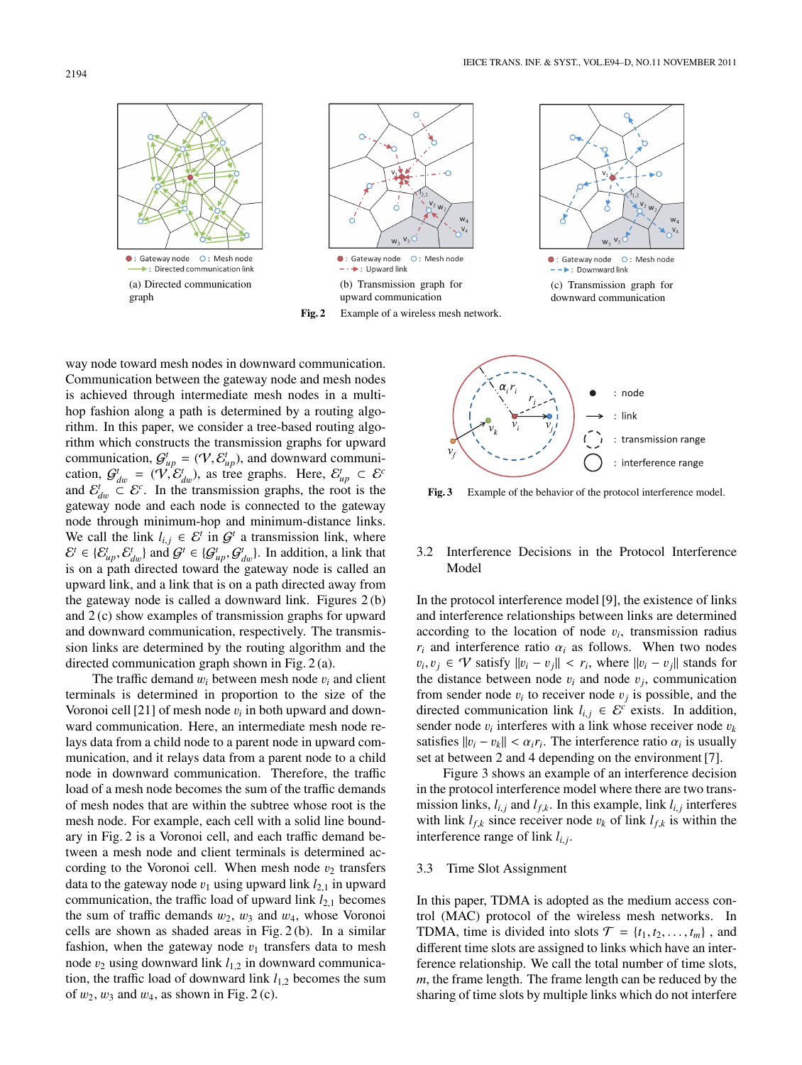(a) Directed communication graph

(b) Transmission graph for upward communication

(c) Transmission graph for downward communication

**Fig. 2** Example of a wireless mesh network.

way node toward mesh nodes in downward communication. Communication between the gateway node and mesh nodes is achieved through intermediate mesh nodes in a multi-hop fashion along a path is determined by a routing algorithm. In this paper, we consider a tree-based routing algorithm which constructs the transmission graphs for upward communication, $\mathcal{G}^t_{up} = (\mathcal{V}, \mathcal{E}^t_{up})$, and downward communication, $\mathcal{G}^t_{dw} = (\mathcal{V}, \mathcal{E}^t_{dw})$, as tree graphs. Here, $\mathcal{E}^t_{up} \subset \mathcal{E}^c$ and $\mathcal{E}^t_{dw} \subset \mathcal{E}^c$. In the transmission graphs, the root is the gateway node and each node is connected to the gateway node through minimum-hop and minimum-distance links. We call the link $l_{i,j} \in \mathcal{E}^t$ in $\mathcal{G}^t$ a transmission link, where $\mathcal{E}^t \in \{\mathcal{E}^t_{up}, \mathcal{E}^t_{dw}\}$ and $\mathcal{G}^t \in \{\mathcal{G}^t_{up}, \mathcal{G}^t_{dw}\}$. In addition, a link that is on a path directed toward the gateway node is called an upward link, and a link that is on a path directed away from the gateway node is called a downward link. Figures 2 (b) and 2 (c) show examples of transmission graphs for upward and downward communication, respectively. The transmission links are determined by the routing algorithm and the directed communication graph shown in Fig. 2 (a).

The traffic demand $w_i$ between mesh node $v_i$ and client terminals is determined in proportion to the size of the Voronoi cell [21] of mesh node $v_i$ in both upward and downward communication. Here, an intermediate mesh node relays data from a child node to a parent node in upward communication, and it relays data from a parent node to a child node in downward communication. Therefore, the traffic load of a mesh node becomes the sum of the traffic demands of mesh nodes that are within the subtree whose root is the mesh node. For example, each cell with a solid line boundary in Fig. 2 is a Voronoi cell, and each traffic demand between a mesh node and client terminals is determined according to the Voronoi cell. When mesh node $v_2$ transfers data to the gateway node $v_1$ using upward link $l_{2,1}$ in upward communication, the traffic load of upward link $l_{2,1}$ becomes the sum of traffic demands $w_2$, $w_3$ and $w_4$, whose Voronoi cells are shown as shaded areas in Fig. 2 (b). In a similar fashion, when the gateway node $v_1$ transfers data to mesh node $v_2$ using downward link $l_{1,2}$ in downward communication, the traffic load of downward link $l_{1,2}$ becomes the sum of $w_2$, $w_3$ and $w_4$, as shown in Fig. 2 (c).

**Fig. 3** Example of the behavior of the protocol interference model.

### 3.2 Interference Decisions in the Protocol Interference Model

In the protocol interference model [9], the existence of links and interference relationships between links are determined according to the location of node $v_i$, transmission radius $r_i$ and interference ratio $\alpha_i$ as follows. When two nodes $v_i, v_j \in \mathcal{V}$ satisfy $\|v_i - v_j\| < r_i$, where $\|v_i - v_j\|$ stands for the distance between node $v_i$ and node $v_j$, communication from sender node $v_i$ to receiver node $v_j$ is possible, and the directed communication link $l_{i,j} \in \mathcal{E}^c$ exists. In addition, sender node $v_i$ interferes with a link whose receiver node $v_k$ satisfies $\|v_i - v_k\| < \alpha_i r_i$. The interference ratio $\alpha_i$ is usually set at between 2 and 4 depending on the environment [7].

Figure 3 shows an example of an interference decision in the protocol interference model where there are two transmission links, $l_{i,j}$ and $l_{f,k}$. In this example, link $l_{i,j}$ interferes with link $l_{f,k}$ since receiver node $v_k$ of link $l_{f,k}$ is within the interference range of link $l_{i,j}$.

### 3.3 Time Slot Assignment

In this paper, TDMA is adopted as the medium access control (MAC) protocol of the wireless mesh networks. In TDMA, time is divided into slots $\mathcal{T} = \{t_1, t_2, \ldots, t_m\}$, and different time slots are assigned to links which have an interference relationship. We call the total number of time slots, $m$, the frame length. The frame length can be reduced by the sharing of time slots by multiple links which do not interfere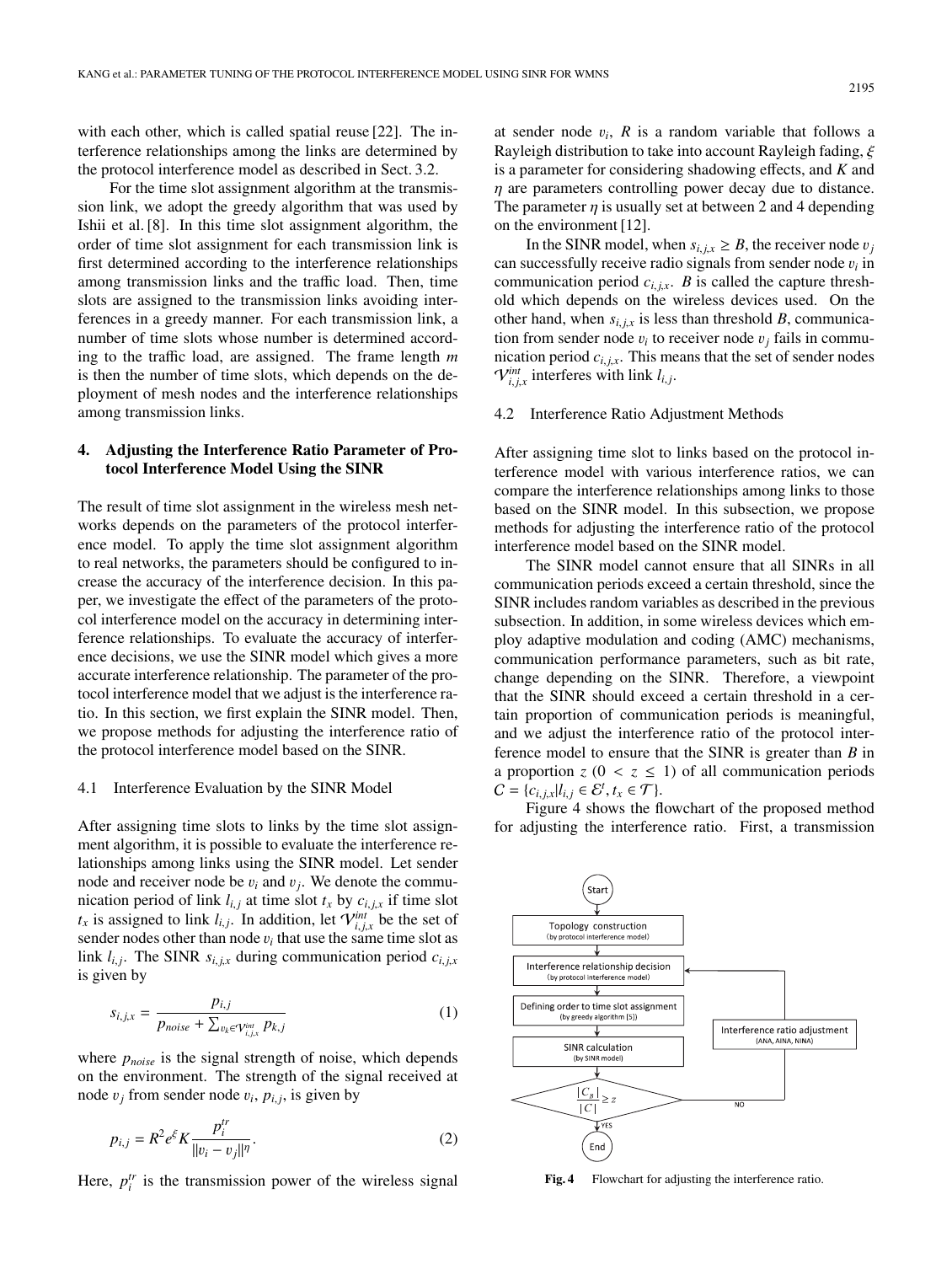with each other, which is called spatial reuse [22]. The interference relationships among the links are determined by the protocol interference model as described in Sect. 3.2.

For the time slot assignment algorithm at the transmission link, we adopt the greedy algorithm that was used by Ishii et al. [8]. In this time slot assignment algorithm, the order of time slot assignment for each transmission link is first determined according to the interference relationships among transmission links and the traffic load. Then, time slots are assigned to the transmission links avoiding interferences in a greedy manner. For each transmission link, a number of time slots whose number is determined according to the traffic load, are assigned. The frame length $m$ is then the number of time slots, which depends on the deployment of mesh nodes and the interference relationships among transmission links.

## 4. Adjusting the Interference Ratio Parameter of Protocol Interference Model Using the SINR

The result of time slot assignment in the wireless mesh networks depends on the parameters of the protocol interference model. To apply the time slot assignment algorithm to real networks, the parameters should be configured to increase the accuracy of the interference decision. In this paper, we investigate the effect of the parameters of the protocol interference model on the accuracy in determining interference relationships. To evaluate the accuracy of interference decisions, we use the SINR model which gives a more accurate interference relationship. The parameter of the protocol interference model that we adjust is the interference ratio. In this section, we first explain the SINR model. Then, we propose methods for adjusting the interference ratio of the protocol interference model based on the SINR.

### 4.1 Interference Evaluation by the SINR Model

After assigning time slots to links by the time slot assignment algorithm, it is possible to evaluate the interference relationships among links using the SINR model. Let sender node and receiver node be $v_i$ and $v_j$. We denote the communication period of link $l_{i,j}$ at time slot $t_x$ by $c_{i,j,x}$ if time slot $t_x$ is assigned to link $l_{i,j}$. In addition, let $\mathcal{V}^{int}_{i,j,x}$ be the set of sender nodes other than node $v_i$ that use the same time slot as link $l_{i,j}$. The SINR $s_{i,j,x}$ during communication period $c_{i,j,x}$ is given by

$$s_{i,j,x} = \frac{p_{i,j}}{p_{noise} + \sum_{v_k \in \mathcal{V}^{int}_{i,j,x}} p_{k,j}} \tag{1}$$

where $p_{noise}$ is the signal strength of noise, which depends on the environment. The strength of the signal received at node $v_j$ from sender node $v_i$, $p_{i,j}$, is given by

$$p_{i,j} = R^2 e^{\xi} K \frac{p^{tr}_i}{\|v_i - v_j\|^{\eta}}. \tag{2}$$

Here, $p^{tr}_i$ is the transmission power of the wireless signal at sender node $v_i$, $R$ is a random variable that follows a Rayleigh distribution to take into account Rayleigh fading, $\xi$ is a parameter for considering shadowing effects, and $K$ and $\eta$ are parameters controlling power decay due to distance. The parameter $\eta$ is usually set at between 2 and 4 depending on the environment [12].

In the SINR model, when $s_{i,j,x} \geq B$, the receiver node $v_j$ can successfully receive radio signals from sender node $v_i$ in communication period $c_{i,j,x}$. $B$ is called the capture threshold which depends on the wireless devices used. On the other hand, when $s_{i,j,x}$ is less than threshold $B$, communication from sender node $v_i$ to receiver node $v_j$ fails in communication period $c_{i,j,x}$. This means that the set of sender nodes $\mathcal{V}^{int}_{i,j,x}$ interferes with link $l_{i,j}$.

### 4.2 Interference Ratio Adjustment Methods

After assigning time slot to links based on the protocol interference model with various interference ratios, we can compare the interference relationships among links to those based on the SINR model. In this subsection, we propose methods for adjusting the interference ratio of the protocol interference model based on the SINR model.

The SINR model cannot ensure that all SINRs in all communication periods exceed a certain threshold, since the SINR includes random variables as described in the previous subsection. In addition, in some wireless devices which employ adaptive modulation and coding (AMC) mechanisms, communication performance parameters, such as bit rate, change depending on the SINR. Therefore, a viewpoint that the SINR should exceed a certain threshold in a certain proportion of communication periods is meaningful, and we adjust the interference ratio of the protocol interference model to ensure that the SINR is greater than $B$ in a proportion $z$ $(0 < z \leq 1)$ of all communication periods $C = \{c_{i,j,x} | l_{i,j} \in \mathcal{E}^t, t_x \in \mathcal{T}\}$.

Figure 4 shows the flowchart of the proposed method for adjusting the interference ratio. First, a transmission

Start → Topology construction (by protocol interference model) → Interference relationship decision (by protocol interference model) → Defining order to time slot assignment (by greedy algorithm [5]) → SINR calculation (by SINR model) → $\frac{|C_B|}{|C|} \geq z$ — YES → End; NO → Interference ratio adjustment (ANA, AINA, NINA) → Interference relationship decision

**Fig. 4** Flowchart for adjusting the interference ratio.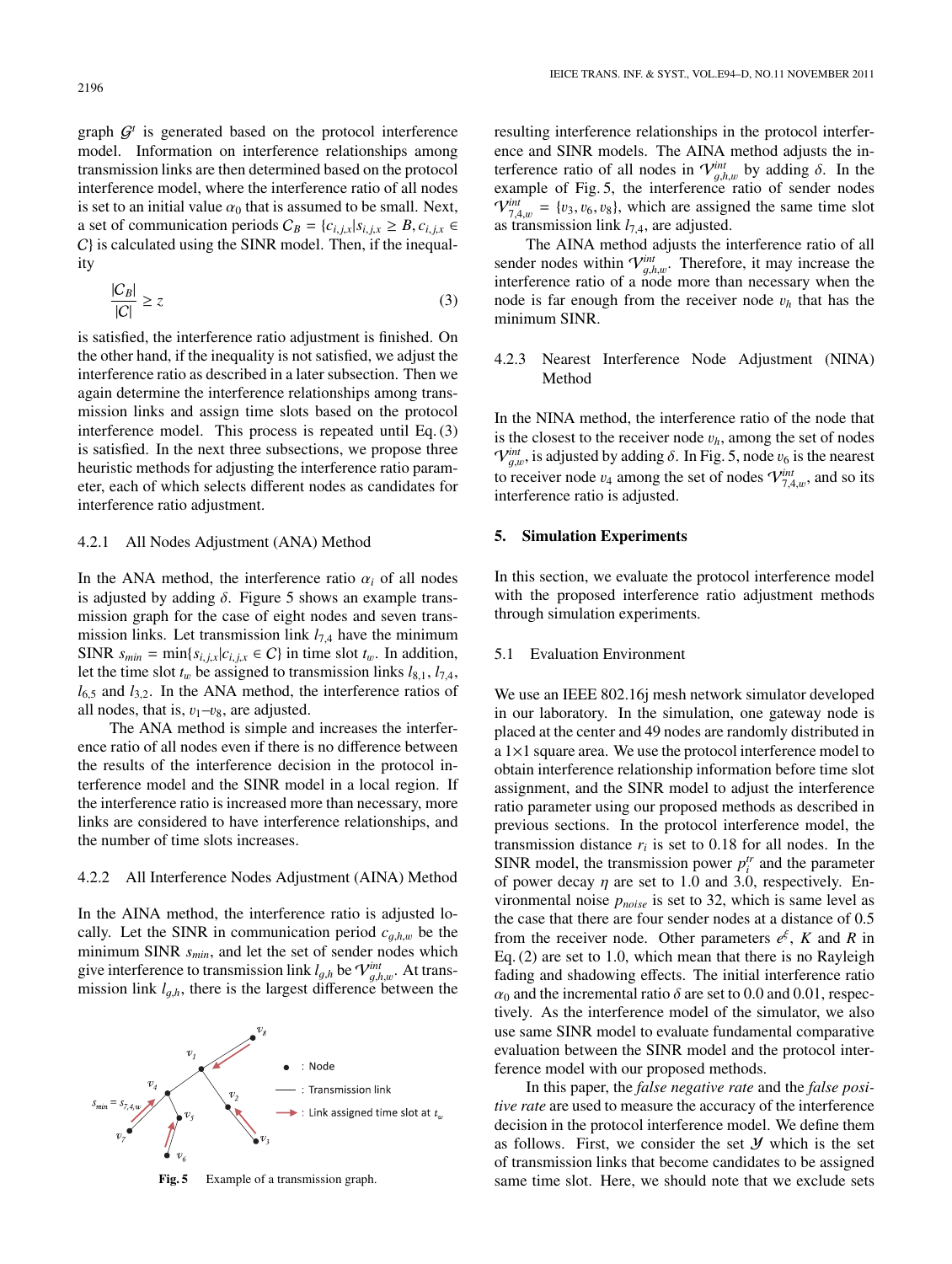graph $\mathcal{G}^t$ is generated based on the protocol interference model. Information on interference relationships among transmission links are then determined based on the protocol interference model, where the interference ratio of all nodes is set to an initial value $\alpha_0$ that is assumed to be small. Next, a set of communication periods $\mathcal{C}_B = \{c_{i,j,x} | s_{i,j,x} \geq B, c_{i,j,x} \in \mathcal{C}\}$ is calculated using the SINR model. Then, if the inequality

$$\frac{|\mathcal{C}_B|}{|\mathcal{C}|} \geq z \tag{3}$$

is satisfied, the interference ratio adjustment is finished. On the other hand, if the inequality is not satisfied, we adjust the interference ratio as described in a later subsection. Then we again determine the interference relationships among transmission links and assign time slots based on the protocol interference model. This process is repeated until Eq. (3) is satisfied. In the next three subsections, we propose three heuristic methods for adjusting the interference ratio parameter, each of which selects different nodes as candidates for interference ratio adjustment.

### 4.2.1 All Nodes Adjustment (ANA) Method

In the ANA method, the interference ratio $\alpha_i$ of all nodes is adjusted by adding $\delta$. Figure 5 shows an example transmission graph for the case of eight nodes and seven transmission links. Let transmission link $l_{7,4}$ have the minimum SINR $s_{min} = \min\{s_{i,j,x} | c_{i,j,x} \in \mathcal{C}\}$ in time slot $t_w$. In addition, let the time slot $t_w$ be assigned to transmission links $l_{8,1}$, $l_{7,4}$, $l_{6,5}$ and $l_{3,2}$. In the ANA method, the interference ratios of all nodes, that is, $v_1$–$v_8$, are adjusted.

The ANA method is simple and increases the interference ratio of all nodes even if there is no difference between the results of the interference decision in the protocol interference model and the SINR model in a local region. If the interference ratio is increased more than necessary, more links are considered to have interference relationships, and the number of time slots increases.

### 4.2.2 All Interference Nodes Adjustment (AINA) Method

In the AINA method, the interference ratio is adjusted locally. Let the SINR in communication period $c_{g,h,w}$ be the minimum SINR $s_{min}$, and let the set of sender nodes which give interference to transmission link $l_{g,h}$ be $\mathcal{V}^{int}_{g,h,w}$. At transmission link $l_{g,h}$, there is the largest difference between the resulting interference relationships in the protocol interference and SINR models. The AINA method adjusts the interference ratio of all nodes in $\mathcal{V}^{int}_{g,h,w}$ by adding $\delta$. In the example of Fig. 5, the interference ratio of sender nodes $\mathcal{V}^{int}_{7,4,w} = \{v_3, v_6, v_8\}$, which are assigned the same time slot as transmission link $l_{7,4}$, are adjusted.

Fig. 5 Example of a transmission graph.

The AINA method adjusts the interference ratio of all sender nodes within $\mathcal{V}^{int}_{g,h,w}$. Therefore, it may increase the interference ratio of a node more than necessary when the node is far enough from the receiver node $v_h$ that has the minimum SINR.

### 4.2.3 Nearest Interference Node Adjustment (NINA) Method

In the NINA method, the interference ratio of the node that is the closest to the receiver node $v_h$, among the set of nodes $\mathcal{V}^{int}_{g,w}$, is adjusted by adding $\delta$. In Fig. 5, node $v_6$ is the nearest to receiver node $v_4$ among the set of nodes $\mathcal{V}^{int}_{7,4,w}$, and so its interference ratio is adjusted.

## 5. Simulation Experiments

In this section, we evaluate the protocol interference model with the proposed interference ratio adjustment methods through simulation experiments.

### 5.1 Evaluation Environment

We use an IEEE 802.16j mesh network simulator developed in our laboratory. In the simulation, one gateway node is placed at the center and 49 nodes are randomly distributed in a 1×1 square area. We use the protocol interference model to obtain interference relationship information before time slot assignment, and the SINR model to adjust the interference ratio parameter using our proposed methods as described in previous sections. In the protocol interference model, the transmission distance $r_i$ is set to 0.18 for all nodes. In the SINR model, the transmission power $p_i^{tr}$ and the parameter of power decay $\eta$ are set to 1.0 and 3.0, respectively. Environmental noise $p_{noise}$ is set to 32, which is same level as the case that there are four sender nodes at a distance of 0.5 from the receiver node. Other parameters $e^{\xi}$, $K$ and $R$ in Eq. (2) are set to 1.0, which mean that there is no Rayleigh fading and shadowing effects. The initial interference ratio $\alpha_0$ and the incremental ratio $\delta$ are set to 0.0 and 0.01, respectively. As the interference model of the simulator, we also use same SINR model to evaluate fundamental comparative evaluation between the SINR model and the protocol interference model with our proposed methods.

In this paper, the *false negative rate* and the *false positive rate* are used to measure the accuracy of the interference decision in the protocol interference model. We define them as follows. First, we consider the set $\mathcal{Y}$ which is the set of transmission links that become candidates to be assigned same time slot. Here, we should note that we exclude sets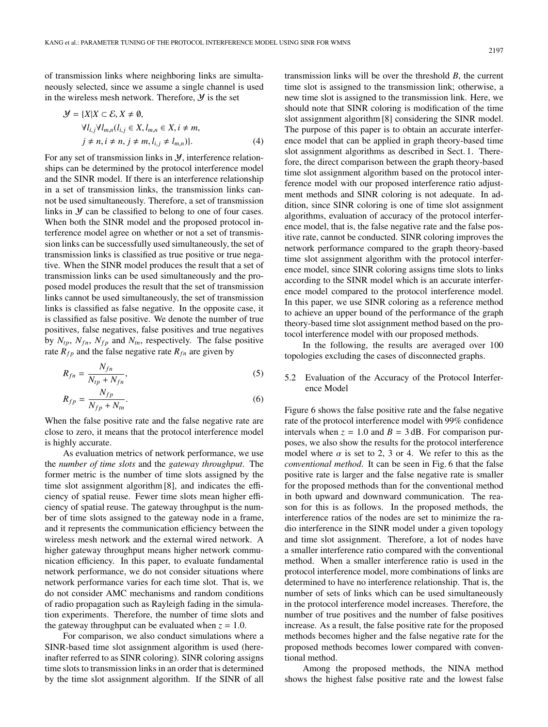of transmission links where neighboring links are simultaneously selected, since we assume a single channel is used in the wireless mesh network. Therefore, $\mathcal{Y}$ is the set

$$\mathcal{Y} = \{X | X \subset \mathcal{E}, X \neq \emptyset, \forall l_{i,j} \forall l_{m,n} (l_{i,j} \in X, l_{m,n} \in X, i \neq m, j \neq n, i \neq n, j \neq m, l_{i,j} \neq l_{m,n})\}. \quad (4)$$

For any set of transmission links in $\mathcal{Y}$, interference relationships can be determined by the protocol interference model and the SINR model. If there is an interference relationship in a set of transmission links, the transmission links cannot be used simultaneously. Therefore, a set of transmission links in $\mathcal{Y}$ can be classified to belong to one of four cases. When both the SINR model and the proposed protocol interference model agree on whether or not a set of transmission links can be successfully used simultaneously, the set of transmission links is classified as true positive or true negative. When the SINR model produces the result that a set of transmission links can be used simultaneously and the proposed model produces the result that the set of transmission links cannot be used simultaneously, the set of transmission links is classified as false negative. In the opposite case, it is classified as false positive. We denote the number of true positives, false negatives, false positives and true negatives by $N_{tp}$, $N_{fn}$, $N_{fp}$ and $N_{tn}$, respectively. The false positive rate $R_{fp}$ and the false negative rate $R_{fn}$ are given by

$$R_{fn} = \frac{N_{fn}}{N_{tp} + N_{fn}}, \quad (5)$$

$$R_{fp} = \frac{N_{fp}}{N_{fp} + N_{tn}}. \quad (6)$$

When the false positive rate and the false negative rate are close to zero, it means that the protocol interference model is highly accurate.

As evaluation metrics of network performance, we use the *number of time slots* and the *gateway throughput*. The former metric is the number of time slots assigned by the time slot assignment algorithm [8], and indicates the efficiency of spatial reuse. Fewer time slots mean higher efficiency of spatial reuse. The gateway throughput is the number of time slots assigned to the gateway node in a frame, and it represents the communication efficiency between the wireless mesh network and the external wired network. A higher gateway throughput means higher network communication efficiency. In this paper, to evaluate fundamental network performance, we do not consider situations where network performance varies for each time slot. That is, we do not consider AMC mechanisms and random conditions of radio propagation such as Rayleigh fading in the simulation experiments. Therefore, the number of time slots and the gateway throughput can be evaluated when $z = 1.0$.

For comparison, we also conduct simulations where a SINR-based time slot assignment algorithm is used (hereinafter referred to as SINR coloring). SINR coloring assigns time slots to transmission links in an order that is determined by the time slot assignment algorithm. If the SINR of all transmission links will be over the threshold $B$, the current time slot is assigned to the transmission link; otherwise, a new time slot is assigned to the transmission link. Here, we should note that SINR coloring is modification of the time slot assignment algorithm [8] considering the SINR model. The purpose of this paper is to obtain an accurate interference model that can be applied in graph theory-based time slot assignment algorithms as described in Sect. 1. Therefore, the direct comparison between the graph theory-based time slot assignment algorithm based on the protocol interference model with our proposed interference ratio adjustment methods and SINR coloring is not adequate. In addition, since SINR coloring is one of time slot assignment algorithms, evaluation of accuracy of the protocol interference model, that is, the false negative rate and the false positive rate, cannot be conducted. SINR coloring improves the network performance compared to the graph theory-based time slot assignment algorithm with the protocol interference model, since SINR coloring assigns time slots to links according to the SINR model which is an accurate interference model compared to the protocol interference model. In this paper, we use SINR coloring as a reference method to achieve an upper bound of the performance of the graph theory-based time slot assignment method based on the protocol interference model with our proposed methods.

In the following, the results are averaged over 100 topologies excluding the cases of disconnected graphs.

### 5.2 Evaluation of the Accuracy of the Protocol Interference Model

Figure 6 shows the false positive rate and the false negative rate of the protocol interference model with 99% confidence intervals when $z = 1.0$ and $B = 3$ dB. For comparison purposes, we also show the results for the protocol interference model where $\alpha$ is set to 2, 3 or 4. We refer to this as the *conventional method*. It can be seen in Fig. 6 that the false positive rate is larger and the false negative rate is smaller for the proposed methods than for the conventional method in both upward and downward communication. The reason for this is as follows. In the proposed methods, the interference ratios of the nodes are set to minimize the radio interference in the SINR model under a given topology and time slot assignment. Therefore, a lot of nodes have a smaller interference ratio compared with the conventional method. When a smaller interference ratio is used in the protocol interference model, more combinations of links are determined to have no interference relationship. That is, the number of sets of links which can be used simultaneously in the protocol interference model increases. Therefore, the number of true positives and the number of false positives increase. As a result, the false positive rate for the proposed methods becomes higher and the false negative rate for the proposed methods becomes lower compared with conventional method.

Among the proposed methods, the NINA method shows the highest false positive rate and the lowest false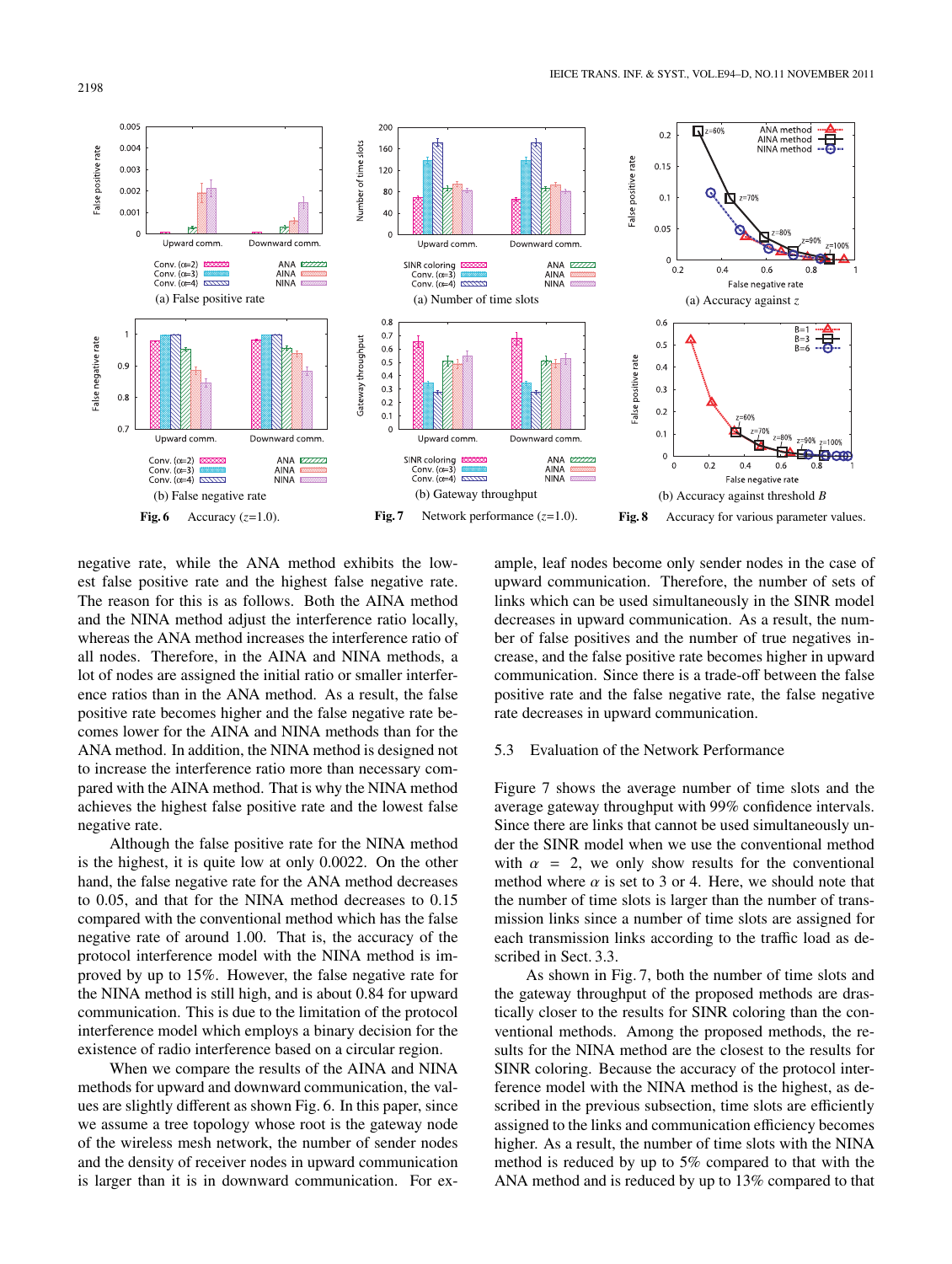Fig. 6 Accuracy ($z$=1.0).

(a) False positive rate

(b) False negative rate

Fig. 7 Network performance ($z$=1.0).

(a) Number of time slots

(b) Gateway throughput

Fig. 8 Accuracy for various parameter values.

(a) Accuracy against $z$

(b) Accuracy against threshold $B$

negative rate, while the ANA method exhibits the lowest false positive rate and the highest false negative rate. The reason for this is as follows. Both the AINA method and the NINA method adjust the interference ratio locally, whereas the ANA method increases the interference ratio of all nodes. Therefore, in the AINA and NINA methods, a lot of nodes are assigned the initial ratio or smaller interference ratios than in the ANA method. As a result, the false positive rate becomes higher and the false negative rate becomes lower for the AINA and NINA methods than for the ANA method. In addition, the NINA method is designed not to increase the interference ratio more than necessary compared with the AINA method. That is why the NINA method achieves the highest false positive rate and the lowest false negative rate.

Although the false positive rate for the NINA method is the highest, it is quite low at only 0.0022. On the other hand, the false negative rate for the ANA method decreases to 0.05, and that for the NINA method decreases to 0.15 compared with the conventional method which has the false negative rate of around 1.00. That is, the accuracy of the protocol interference model with the NINA method is improved by up to 15%. However, the false negative rate for the NINA method is still high, and is about 0.84 for upward communication. This is due to the limitation of the protocol interference model which employs a binary decision for the existence of radio interference based on a circular region.

When we compare the results of the AINA and NINA methods for upward and downward communication, the values are slightly different as shown Fig. 6. In this paper, since we assume a tree topology whose root is the gateway node of the wireless mesh network, the number of sender nodes and the density of receiver nodes in upward communication is larger than it is in downward communication. For example, leaf nodes become only sender nodes in the case of upward communication. Therefore, the number of sets of links which can be used simultaneously in the SINR model decreases in upward communication. As a result, the number of false positives and the number of true negatives increase, and the false positive rate becomes higher in upward communication. Since there is a trade-off between the false positive rate and the false negative rate, the false negative rate decreases in upward communication.

### 5.3 Evaluation of the Network Performance

Figure 7 shows the average number of time slots and the average gateway throughput with 99% confidence intervals. Since there are links that cannot be used simultaneously under the SINR model when we use the conventional method with $\alpha = 2$, we only show results for the conventional method where $\alpha$ is set to 3 or 4. Here, we should note that the number of time slots is larger than the number of transmission links since a number of time slots are assigned for each transmission links according to the traffic load as described in Sect. 3.3.

As shown in Fig. 7, both the number of time slots and the gateway throughput of the proposed methods are drastically closer to the results for SINR coloring than the conventional methods. Among the proposed methods, the results for the NINA method are the closest to the results for SINR coloring. Because the accuracy of the protocol interference model with the NINA method is the highest, as described in the previous subsection, time slots are efficiently assigned to the links and communication efficiency becomes higher. As a result, the number of time slots with the NINA method is reduced by up to 5% compared to that with the ANA method and is reduced by up to 13% compared to that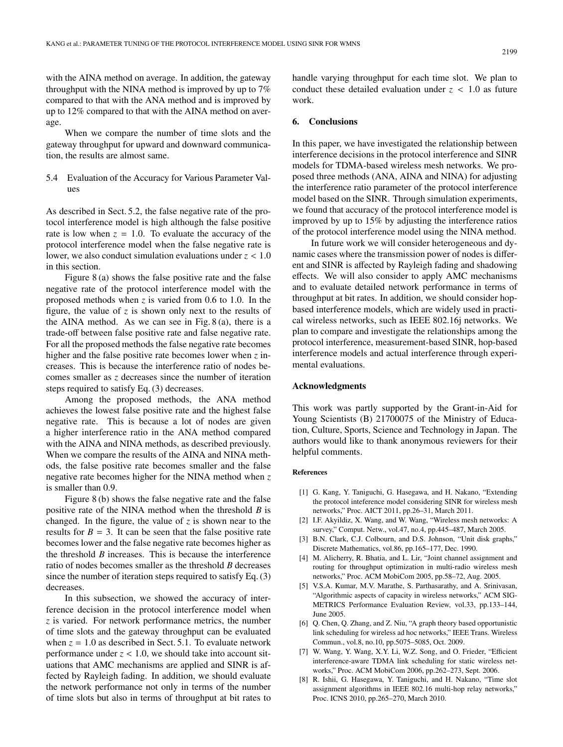with the AINA method on average. In addition, the gateway throughput with the NINA method is improved by up to 7% compared to that with the ANA method and is improved by up to 12% compared to that with the AINA method on average.

When we compare the number of time slots and the gateway throughput for upward and downward communication, the results are almost same.

### 5.4 Evaluation of the Accuracy for Various Parameter Values

As described in Sect. 5.2, the false negative rate of the protocol interference model is high although the false positive rate is low when $z = 1.0$. To evaluate the accuracy of the protocol interference model when the false negative rate is lower, we also conduct simulation evaluations under $z < 1.0$ in this section.

Figure 8 (a) shows the false positive rate and the false negative rate of the protocol interference model with the proposed methods when $z$ is varied from 0.6 to 1.0. In the figure, the value of $z$ is shown only next to the results of the AINA method. As we can see in Fig. 8 (a), there is a trade-off between false positive rate and false negative rate. For all the proposed methods the false negative rate becomes higher and the false positive rate becomes lower when $z$ increases. This is because the interference ratio of nodes becomes smaller as $z$ decreases since the number of iteration steps required to satisfy Eq. (3) decreases.

Among the proposed methods, the ANA method achieves the lowest false positive rate and the highest false negative rate. This is because a lot of nodes are given a higher interference ratio in the ANA method compared with the AINA and NINA methods, as described previously. When we compare the results of the AINA and NINA methods, the false positive rate becomes smaller and the false negative rate becomes higher for the NINA method when $z$ is smaller than 0.9.

Figure 8 (b) shows the false negative rate and the false positive rate of the NINA method when the threshold $B$ is changed. In the figure, the value of $z$ is shown near to the results for $B = 3$. It can be seen that the false positive rate becomes lower and the false negative rate becomes higher as the threshold $B$ increases. This is because the interference ratio of nodes becomes smaller as the threshold $B$ decreases since the number of iteration steps required to satisfy Eq. (3) decreases.

In this subsection, we showed the accuracy of interference decision in the protocol interference model when $z$ is varied. For network performance metrics, the number of time slots and the gateway throughput can be evaluated when $z = 1.0$ as described in Sect. 5.1. To evaluate network performance under $z < 1.0$, we should take into account situations that AMC mechanisms are applied and SINR is affected by Rayleigh fading. In addition, we should evaluate the network performance not only in terms of the number of time slots but also in terms of throughput at bit rates to handle varying throughput for each time slot. We plan to conduct these detailed evaluation under $z < 1.0$ as future work.

## 6. Conclusions

In this paper, we have investigated the relationship between interference decisions in the protocol interference and SINR models for TDMA-based wireless mesh networks. We proposed three methods (ANA, AINA and NINA) for adjusting the interference ratio parameter of the protocol interference model based on the SINR. Through simulation experiments, we found that accuracy of the protocol interference model is improved by up to 15% by adjusting the interference ratios of the protocol interference model using the NINA method.

In future work we will consider heterogeneous and dynamic cases where the transmission power of nodes is different and SINR is affected by Rayleigh fading and shadowing effects. We will also consider to apply AMC mechanisms and to evaluate detailed network performance in terms of throughput at bit rates. In addition, we should consider hop-based interference models, which are widely used in practical wireless networks, such as IEEE 802.16j networks. We plan to compare and investigate the relationships among the protocol interference, measurement-based SINR, hop-based interference models and actual interference through experimental evaluations.

## Acknowledgments

This work was partly supported by the Grant-in-Aid for Young Scientists (B) 21700075 of the Ministry of Education, Culture, Sports, Science and Technology in Japan. The authors would like to thank anonymous reviewers for their helpful comments.

## References

[1] G. Kang, Y. Taniguchi, G. Hasegawa, and H. Nakano, "Extending the protocol inteference model considering SINR for wireless mesh networks," Proc. AICT 2011, pp.26–31, March 2011.

[2] I.F. Akyildiz, X. Wang, and W. Wang, "Wireless mesh networks: A survey," Comput. Netw., vol.47, no.4, pp.445–487, March 2005.

[3] B.N. Clark, C.J. Colbourn, and D.S. Johnson, "Unit disk graphs," Discrete Mathematics, vol.86, pp.165–177, Dec. 1990.

[4] M. Alicherry, R. Bhatia, and L. Lir, "Joint channel assignment and routing for throughput optimization in multi-radio wireless mesh networks," Proc. ACM MobiCom 2005, pp.58–72, Aug. 2005.

[5] V.S.A. Kumar, M.V. Marathe, S. Parthasarathy, and A. Srinivasan, "Algorithmic aspects of capacity in wireless networks," ACM SIGMETRICS Performance Evaluation Review, vol.33, pp.133–144, June 2005.

[6] Q. Chen, Q. Zhang, and Z. Niu, "A graph theory based opportunistic link scheduling for wireless ad hoc networks," IEEE Trans. Wireless Commun., vol.8, no.10, pp.5075–5085, Oct. 2009.

[7] W. Wang, Y. Wang, X.Y. Li, W.Z. Song, and O. Frieder, "Efficient interference-aware TDMA link scheduling for static wireless networks," Proc. ACM MobiCom 2006, pp.262–273, Sept. 2006.

[8] R. Ishii, G. Hasegawa, Y. Taniguchi, and H. Nakano, "Time slot assignment algorithms in IEEE 802.16 multi-hop relay networks," Proc. ICNS 2010, pp.265–270, March 2010.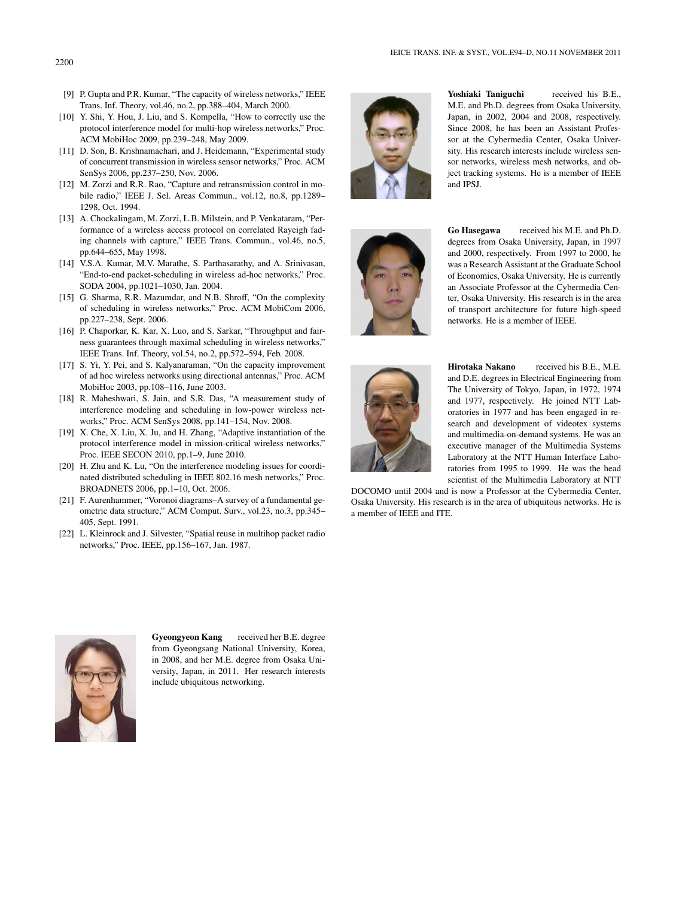[9] P. Gupta and P.R. Kumar, "The capacity of wireless networks," IEEE Trans. Inf. Theory, vol.46, no.2, pp.388–404, March 2000.

[10] Y. Shi, Y. Hou, J. Liu, and S. Kompella, "How to correctly use the protocol interference model for multi-hop wireless networks," Proc. ACM MobiHoc 2009, pp.239–248, May 2009.

[11] D. Son, B. Krishnamachari, and J. Heidemann, "Experimental study of concurrent transmission in wireless sensor networks," Proc. ACM SenSys 2006, pp.237–250, Nov. 2006.

[12] M. Zorzi and R.R. Rao, "Capture and retransmission control in mobile radio," IEEE J. Sel. Areas Commun., vol.12, no.8, pp.1289–1298, Oct. 1994.

[13] A. Chockalingam, M. Zorzi, L.B. Milstein, and P. Venkataram, "Performance of a wireless access protocol on correlated Rayeigh fading channels with capture," IEEE Trans. Commun., vol.46, no.5, pp.644–655, May 1998.

[14] V.S.A. Kumar, M.V. Marathe, S. Parthasarathy, and A. Srinivasan, "End-to-end packet-scheduling in wireless ad-hoc networks," Proc. SODA 2004, pp.1021–1030, Jan. 2004.

[15] G. Sharma, R.R. Mazumdar, and N.B. Shroff, "On the complexity of scheduling in wireless networks," Proc. ACM MobiCom 2006, pp.227–238, Sept. 2006.

[16] P. Chaporkar, K. Kar, X. Luo, and S. Sarkar, "Throughput and fairness guarantees through maximal scheduling in wireless networks," IEEE Trans. Inf. Theory, vol.54, no.2, pp.572–594, Feb. 2008.

[17] S. Yi, Y. Pei, and S. Kalyanaraman, "On the capacity improvement of ad hoc wireless networks using directional antennas," Proc. ACM MobiHoc 2003, pp.108–116, June 2003.

[18] R. Maheshwari, S. Jain, and S.R. Das, "A measurement study of interference modeling and scheduling in low-power wireless networks," Proc. ACM SenSys 2008, pp.141–154, Nov. 2008.

[19] X. Che, X. Liu, X. Ju, and H. Zhang, "Adaptive instantiation of the protocol interference model in mission-critical wireless networks," Proc. IEEE SECON 2010, pp.1–9, June 2010.

[20] H. Zhu and K. Lu, "On the interference modeling issues for coordinated distributed scheduling in IEEE 802.16 mesh networks," Proc. BROADNETS 2006, pp.1–10, Oct. 2006.

[21] F. Aurenhammer, "Voronoi diagrams–A survey of a fundamental geometric data structure," ACM Comput. Surv., vol.23, no.3, pp.345–405, Sept. 1991.

[22] L. Kleinrock and J. Silvester, "Spatial reuse in multihop packet radio networks," Proc. IEEE, pp.156–167, Jan. 1987.

**Gyeongyeon Kang** received her B.E. degree from Gyeongsang National University, Korea, in 2008, and her M.E. degree from Osaka University, Japan, in 2011. Her research interests include ubiquitous networking.

**Yoshiaki Taniguchi** received his B.E., M.E. and Ph.D. degrees from Osaka University, Japan, in 2002, 2004 and 2008, respectively. Since 2008, he has been an Assistant Professor at the Cybermedia Center, Osaka University. His research interests include wireless sensor networks, wireless mesh networks, and object tracking systems. He is a member of IEEE and IPSJ.

**Go Hasegawa** received his M.E. and Ph.D. degrees from Osaka University, Japan, in 1997 and 2000, respectively. From 1997 to 2000, he was a Research Assistant at the Graduate School of Economics, Osaka University. He is currently an Associate Professor at the Cybermedia Center, Osaka University. His research is in the area of transport architecture for future high-speed networks. He is a member of IEEE.

**Hirotaka Nakano** received his B.E., M.E. and D.E. degrees in Electrical Engineering from The University of Tokyo, Japan, in 1972, 1974 and 1977, respectively. He joined NTT Laboratories in 1977 and has been engaged in research and development of videotex systems and multimedia-on-demand systems. He was an executive manager of the Multimedia Systems Laboratory at the NTT Human Interface Laboratories from 1995 to 1999. He was the head scientist of the Multimedia Laboratory at NTT DOCOMO until 2004 and is now a Professor at the Cybermedia Center, Osaka University. His research is in the area of ubiquitous networks. He is a member of IEEE and ITE.